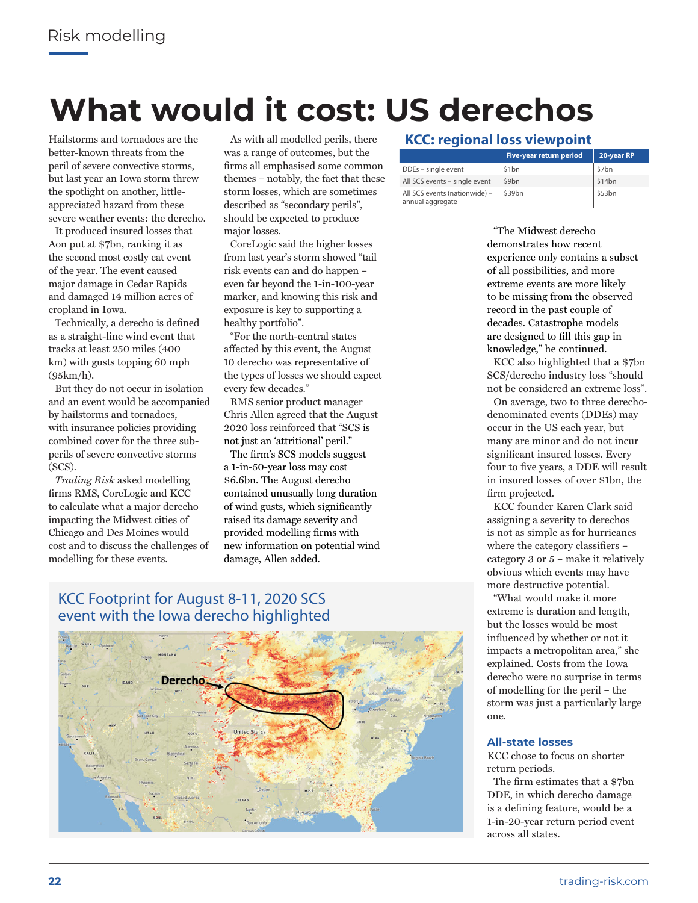# What would it cost: US derechos

Hailstorms and tornadoes are the better-known threats from the peril of severe convective storms, but last year an Iowa storm threw the spotlight on another, little-appreciated hazard from these severe weather events: the derecho.

It produced insured losses that Aon put at $7bn, ranking it as the second most costly cat event of the year. The event caused major damage in Cedar Rapids and damaged 14 million acres of cropland in Iowa.

Technically, a derecho is defined as a straight-line wind event that tracks at least 250 miles (400 km) with gusts topping 60 mph (95km/h).

But they do not occur in isolation and an event would be accompanied by hailstorms and tornadoes, with insurance policies providing combined cover for the three sub-perils of severe convective storms (SCS).

*Trading Risk* asked modelling firms RMS, CoreLogic and KCC to calculate what a major derecho impacting the Midwest cities of Chicago and Des Moines would cost and to discuss the challenges of modelling for these events.

As with all modelled perils, there was a range of outcomes, but the firms all emphasised some common themes – notably, the fact that these storm losses, which are sometimes described as "secondary perils", should be expected to produce major losses.

CoreLogic said the higher losses from last year's storm showed "tail risk events can and do happen – even far beyond the 1-in-100-year marker, and knowing this risk and exposure is key to supporting a healthy portfolio".

"For the north-central states affected by this event, the August 10 derecho was representative of the types of losses we should expect every few decades."

RMS senior product manager Chris Allen agreed that the August 2020 loss reinforced that "SCS is not just an 'attritional' peril."

The firm's SCS models suggest a 1-in-50-year loss may cost $6.6bn. The August derecho contained unusually long duration of wind gusts, which significantly raised its damage severity and provided modelling firms with new information on potential wind damage, Allen added.

## KCC: regional loss viewpoint

| | Five-year return period | 20-year RP |
|---|---|---|
| DDEs – single event | $1bn | $7bn |
| All SCS events – single event | $9bn | $14bn |
| All SCS events (nationwide) – annual aggregate | $39bn | $53bn |

"The Midwest derecho demonstrates how recent experience only contains a subset of all possibilities, and more extreme events are more likely to be missing from the observed record in the past couple of decades. Catastrophe models are designed to fill this gap in knowledge," he continued.

KCC also highlighted that a $7bn SCS/derecho industry loss "should not be considered an extreme loss".

On average, two to three derecho-denominated events (DDEs) may occur in the US each year, but many are minor and do not incur significant insured losses. Every four to five years, a DDE will result in insured losses of over $1bn, the firm projected.

KCC founder Karen Clark said assigning a severity to derechos is not as simple as for hurricanes where the category classifiers – category 3 or 5 – make it relatively obvious which events may have more destructive potential.

"What would make it more extreme is duration and length, but the losses would be most influenced by whether or not it impacts a metropolitan area," she explained. Costs from the Iowa derecho were no surprise in terms of modelling for the peril – the storm was just a particularly large one.

### All-state losses

KCC chose to focus on shorter return periods.

The firm estimates that a $7bn DDE, in which derecho damage is a defining feature, would be a 1-in-20-year return period event across all states.

KCC Footprint for August 8-11, 2020 SCS event with the Iowa derecho highlighted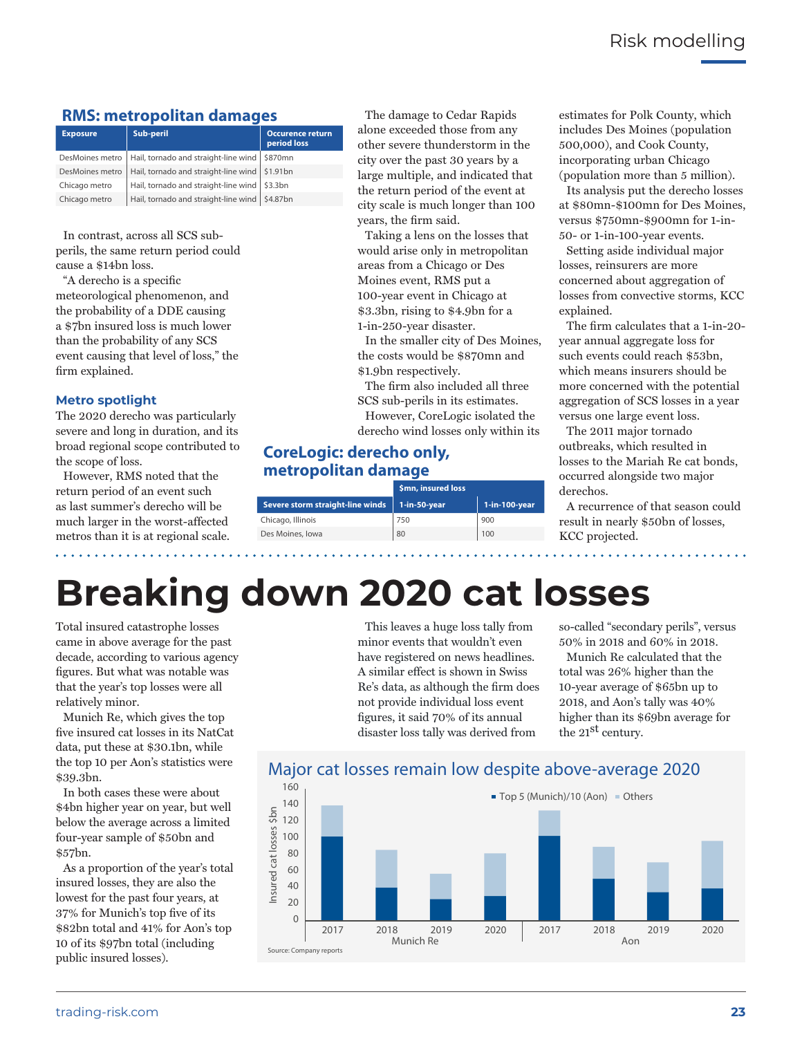## RMS: metropolitan damages

| Exposure | Sub-peril | Occurence return period loss |
|---|---|---|
| DesMoines metro | Hail, tornado and straight-line wind | $870mn |
| DesMoines metro | Hail, tornado and straight-line wind | $1.91bn |
| Chicago metro | Hail, tornado and straight-line wind | $3.3bn |
| Chicago metro | Hail, tornado and straight-line wind | $4.87bn |

In contrast, across all SCS sub-perils, the same return period could cause a $14bn loss.

"A derecho is a specific meteorological phenomenon, and the probability of a DDE causing a $7bn insured loss is much lower than the probability of any SCS event causing that level of loss," the firm explained.

### Metro spotlight

The 2020 derecho was particularly severe and long in duration, and its broad regional scope contributed to the scope of loss.

However, RMS noted that the return period of an event such as last summer's derecho will be much larger in the worst-affected metros than it is at regional scale.

The damage to Cedar Rapids alone exceeded those from any other severe thunderstorm in the city over the past 30 years by a large multiple, and indicated that the return period of the event at city scale is much longer than 100 years, the firm said.

Taking a lens on the losses that would arise only in metropolitan areas from a Chicago or Des Moines event, RMS put a 100-year event in Chicago at $3.3bn, rising to $4.9bn for a 1-in-250-year disaster.

In the smaller city of Des Moines, the costs would be $870mn and $1.9bn respectively.

The firm also included all three SCS sub-perils in its estimates.

However, CoreLogic isolated the derecho wind losses only within its estimates for Polk County, which includes Des Moines (population 500,000), and Cook County, incorporating urban Chicago (population more than 5 million).

Its analysis put the derecho losses at $80mn-$100mn for Des Moines, versus $750mn-$900mn for 1-in-50- or 1-in-100-year events.

Setting aside individual major losses, reinsurers are more concerned about aggregation of losses from convective storms, KCC explained.

The firm calculates that a 1-in-20-year annual aggregate loss for such events could reach $53bn, which means insurers should be more concerned with the potential aggregation of SCS losses in a year versus one large event loss.

The 2011 major tornado outbreaks, which resulted in losses to the Mariah Re cat bonds, occurred alongside two major derechos.

A recurrence of that season could result in nearly $50bn of losses, KCC projected.

## CoreLogic: derecho only, metropolitan damage

| | $mn, insured loss | |
|---|---|---|
| Severe storm straight-line winds | 1-in-50-year | 1-in-100-year |
| Chicago, Illinois | 750 | 900 |
| Des Moines, Iowa | 80 | 100 |

# Breaking down 2020 cat losses

Total insured catastrophe losses came in above average for the past decade, according to various agency figures. But what was notable was that the year's top losses were all relatively minor.

Munich Re, which gives the top five insured cat losses in its NatCat data, put these at $30.1bn, while the top 10 per Aon's statistics were $39.3bn.

In both cases these were about $4bn higher year on year, but well below the average across a limited four-year sample of $50bn and $57bn.

As a proportion of the year's total insured losses, they are also the lowest for the past four years, at 37% for Munich's top five of its $82bn total and 41% for Aon's top 10 of its $97bn total (including public insured losses).

This leaves a huge loss tally from minor events that wouldn't even have registered on news headlines. A similar effect is shown in Swiss Re's data, as although the firm does not provide individual loss event figures, it said 70% of its annual disaster loss tally was derived from so-called "secondary perils", versus 50% in 2018 and 60% in 2018.

Munich Re calculated that the total was 26% higher than the 10-year average of $65bn up to 2018, and Aon's tally was 40% higher than its $69bn average for the 21st century.

Major cat losses remain low despite above-average 2020

Insured cat losses $bn

0 20 40 60 80 100 120 140 160

Top 5 (Munich)/10 (Aon) Others

2017 2018 2019 2020 — Munich Re

2017 2018 2019 2020 — Aon

Source: Company reports